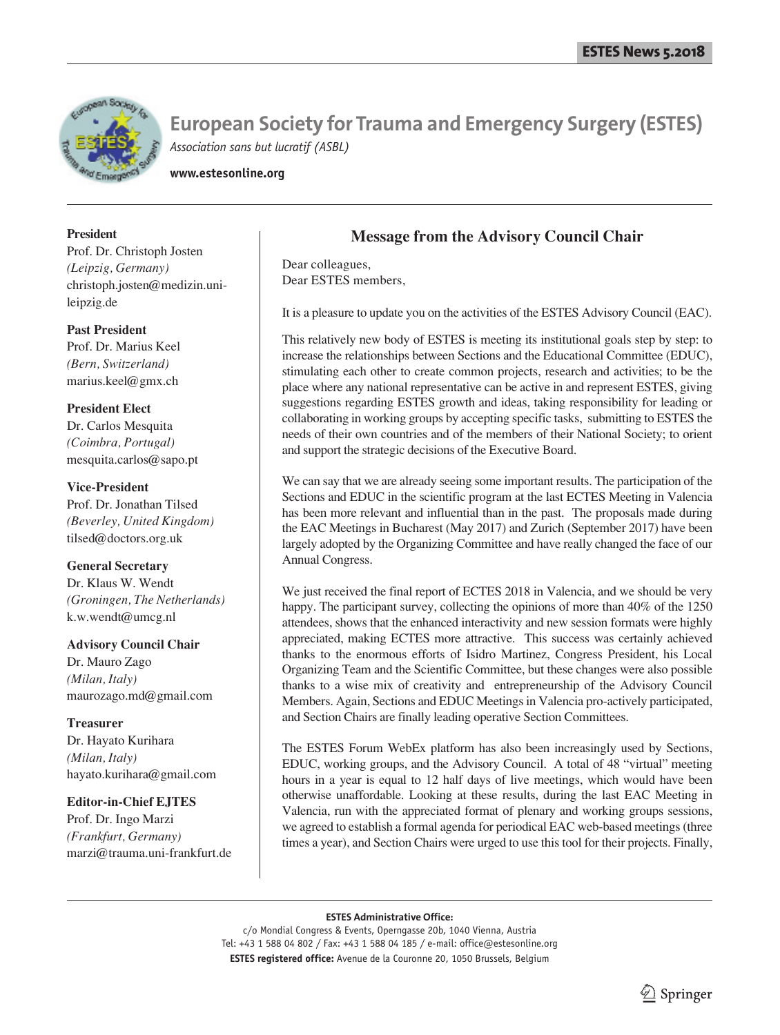# European Society for Trauma and Emergency Surgery (ESTES)

*Association sans but lucratif (ASBL)*

**www.estesonline.org**

**President**
Prof. Dr. Christoph Josten
*(Leipzig, Germany)*
christoph.josten@medizin.uni-leipzig.de

**Past President**
Prof. Dr. Marius Keel
*(Bern, Switzerland)*
marius.keel@gmx.ch

**President Elect**
Dr. Carlos Mesquita
*(Coimbra, Portugal)*
mesquita.carlos@sapo.pt

**Vice-President**
Prof. Dr. Jonathan Tilsed
*(Beverley, United Kingdom)*
tilsed@doctors.org.uk

**General Secretary**
Dr. Klaus W. Wendt
*(Groningen, The Netherlands)*
k.w.wendt@umcg.nl

**Advisory Council Chair**
Dr. Mauro Zago
*(Milan, Italy)*
maurozago.md@gmail.com

**Treasurer**
Dr. Hayato Kurihara
*(Milan, Italy)*
hayato.kurihara@gmail.com

**Editor-in-Chief EJTES**
Prof. Dr. Ingo Marzi
*(Frankfurt, Germany)*
marzi@trauma.uni-frankfurt.de

## Message from the Advisory Council Chair

Dear colleagues,
Dear ESTES members,

It is a pleasure to update you on the activities of the ESTES Advisory Council (EAC).

This relatively new body of ESTES is meeting its institutional goals step by step: to increase the relationships between Sections and the Educational Committee (EDUC), stimulating each other to create common projects, research and activities; to be the place where any national representative can be active in and represent ESTES, giving suggestions regarding ESTES growth and ideas, taking responsibility for leading or collaborating in working groups by accepting specific tasks, submitting to ESTES the needs of their own countries and of the members of their National Society; to orient and support the strategic decisions of the Executive Board.

We can say that we are already seeing some important results. The participation of the Sections and EDUC in the scientific program at the last ECTES Meeting in Valencia has been more relevant and influential than in the past. The proposals made during the EAC Meetings in Bucharest (May 2017) and Zurich (September 2017) have been largely adopted by the Organizing Committee and have really changed the face of our Annual Congress.

We just received the final report of ECTES 2018 in Valencia, and we should be very happy. The participant survey, collecting the opinions of more than 40% of the 1250 attendees, shows that the enhanced interactivity and new session formats were highly appreciated, making ECTES more attractive. This success was certainly achieved thanks to the enormous efforts of Isidro Martinez, Congress President, his Local Organizing Team and the Scientific Committee, but these changes were also possible thanks to a wise mix of creativity and entrepreneurship of the Advisory Council Members. Again, Sections and EDUC Meetings in Valencia pro-actively participated, and Section Chairs are finally leading operative Section Committees.

The ESTES Forum WebEx platform has also been increasingly used by Sections, EDUC, working groups, and the Advisory Council. A total of 48 "virtual" meeting hours in a year is equal to 12 half days of live meetings, which would have been otherwise unaffordable. Looking at these results, during the last EAC Meeting in Valencia, run with the appreciated format of plenary and working groups sessions, we agreed to establish a formal agenda for periodical EAC web-based meetings (three times a year), and Section Chairs were urged to use this tool for their projects. Finally,

**ESTES Administrative Office:**
c/o Mondial Congress & Events, Operngasse 20b, 1040 Vienna, Austria
Tel: +43 1 588 04 802 / Fax: +43 1 588 04 185 / e-mail: office@estesonline.org
**ESTES registered office:** Avenue de la Couronne 20, 1050 Brussels, Belgium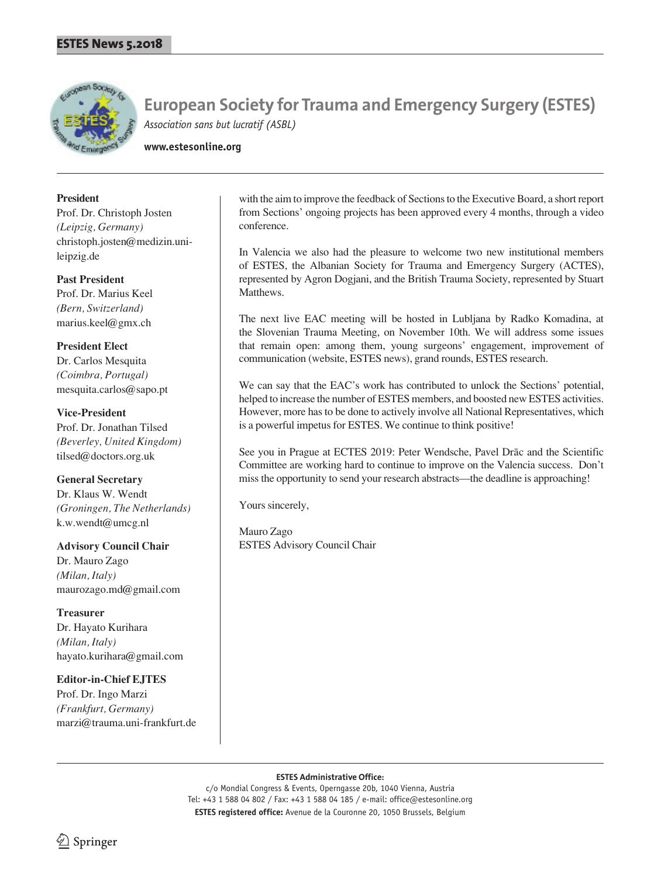# European Society for Trauma and Emergency Surgery (ESTES)

*Association sans but lucratif (ASBL)*

**www.estesonline.org**

**President**
Prof. Dr. Christoph Josten
*(Leipzig, Germany)*
christoph.josten@medizin.uni-leipzig.de

**Past President**
Prof. Dr. Marius Keel
*(Bern, Switzerland)*
marius.keel@gmx.ch

**President Elect**
Dr. Carlos Mesquita
*(Coimbra, Portugal)*
mesquita.carlos@sapo.pt

**Vice-President**
Prof. Dr. Jonathan Tilsed
*(Beverley, United Kingdom)*
tilsed@doctors.org.uk

**General Secretary**
Dr. Klaus W. Wendt
*(Groningen, The Netherlands)*
k.w.wendt@umcg.nl

**Advisory Council Chair**
Dr. Mauro Zago
*(Milan, Italy)*
maurozago.md@gmail.com

**Treasurer**
Dr. Hayato Kurihara
*(Milan, Italy)*
hayato.kurihara@gmail.com

**Editor-in-Chief EJTES**
Prof. Dr. Ingo Marzi
*(Frankfurt, Germany)*
marzi@trauma.uni-frankfurt.de

with the aim to improve the feedback of Sections to the Executive Board, a short report from Sections' ongoing projects has been approved every 4 months, through a video conference.

In Valencia we also had the pleasure to welcome two new institutional members of ESTES, the Albanian Society for Trauma and Emergency Surgery (ACTES), represented by Agron Dogjani, and the British Trauma Society, represented by Stuart Matthews.

The next live EAC meeting will be hosted in Lubljana by Radko Komadina, at the Slovenian Trauma Meeting, on November 10th. We will address some issues that remain open: among them, young surgeons' engagement, improvement of communication (website, ESTES news), grand rounds, ESTES research.

We can say that the EAC's work has contributed to unlock the Sections' potential, helped to increase the number of ESTES members, and boosted new ESTES activities. However, more has to be done to actively involve all National Representatives, which is a powerful impetus for ESTES. We continue to think positive!

See you in Prague at ECTES 2019: Peter Wendsche, Pavel Drāc and the Scientific Committee are working hard to continue to improve on the Valencia success. Don't miss the opportunity to send your research abstracts—the deadline is approaching!

Yours sincerely,

Mauro Zago
ESTES Advisory Council Chair

**ESTES Administrative Office:**
c/o Mondial Congress & Events, Operngasse 20b, 1040 Vienna, Austria
Tel: +43 1 588 04 802 / Fax: +43 1 588 04 185 / e-mail: office@estesonline.org
**ESTES registered office:** Avenue de la Couronne 20, 1050 Brussels, Belgium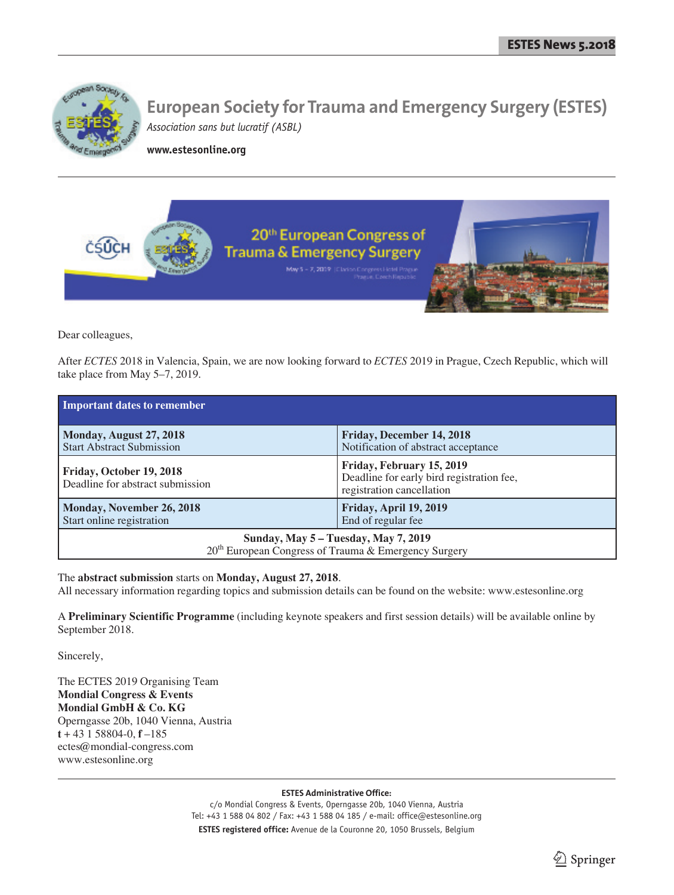# European Society for Trauma and Emergency Surgery (ESTES)

*Association sans but lucratif (ASBL)*

**www.estesonline.org**

20th European Congress of Trauma & Emergency Surgery

Dear colleagues,

After *ECTES* 2018 in Valencia, Spain, we are now looking forward to *ECTES* 2019 in Prague, Czech Republic, which will take place from May 5–7, 2019.

| Important dates to remember | |
|---|---|
| **Monday, August 27, 2018**<br>Start Abstract Submission | **Friday, December 14, 2018**<br>Notification of abstract acceptance |
| **Friday, October 19, 2018**<br>Deadline for abstract submission | **Friday, February 15, 2019**<br>Deadline for early bird registration fee, registration cancellation |
| **Monday, November 26, 2018**<br>Start online registration | **Friday, April 19, 2019**<br>End of regular fee |
| **Sunday, May 5 – Tuesday, May 7, 2019**<br>20th European Congress of Trauma & Emergency Surgery | |

The **abstract submission** starts on **Monday, August 27, 2018**.
All necessary information regarding topics and submission details can be found on the website: www.estesonline.org

A **Preliminary Scientific Programme** (including keynote speakers and first session details) will be available online by September 2018.

Sincerely,

The ECTES 2019 Organising Team
**Mondial Congress & Events**
**Mondial GmbH & Co. KG**
Operngasse 20b, 1040 Vienna, Austria
**t** + 43 1 58804-0, **f** –185
ectes@mondial-congress.com
www.estesonline.org

**ESTES Administrative Office:**
c/o Mondial Congress & Events, Operngasse 20b, 1040 Vienna, Austria
Tel: +43 1 588 04 802 / Fax: +43 1 588 04 185 / e-mail: office@estesonline.org
**ESTES registered office:** Avenue de la Couronne 20, 1050 Brussels, Belgium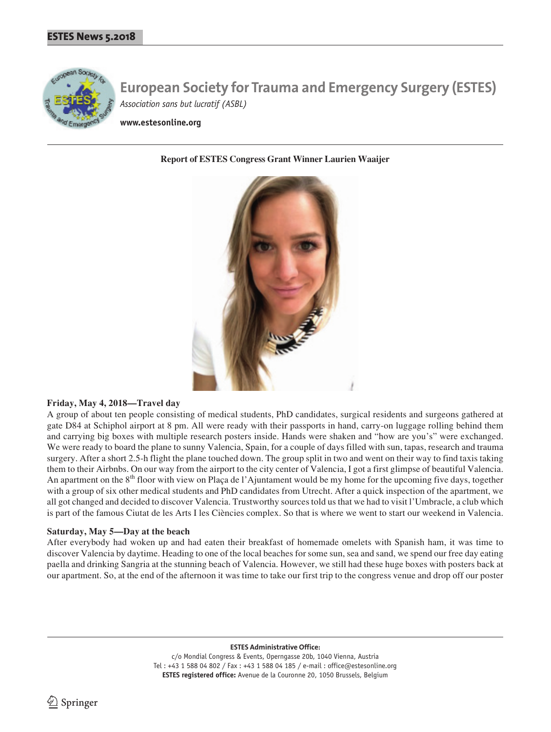# European Society for Trauma and Emergency Surgery (ESTES)

*Association sans but lucratif (ASBL)*

**www.estesonline.org**

**Report of ESTES Congress Grant Winner Laurien Waaijer**

**Friday, May 4, 2018—Travel day**

A group of about ten people consisting of medical students, PhD candidates, surgical residents and surgeons gathered at gate D84 at Schiphol airport at 8 pm. All were ready with their passports in hand, carry-on luggage rolling behind them and carrying big boxes with multiple research posters inside. Hands were shaken and "how are you's" were exchanged. We were ready to board the plane to sunny Valencia, Spain, for a couple of days filled with sun, tapas, research and trauma surgery. After a short 2.5-h flight the plane touched down. The group split in two and went on their way to find taxis taking them to their Airbnbs. On our way from the airport to the city center of Valencia, I got a first glimpse of beautiful Valencia. An apartment on the 8th floor with view on Plaça de l'Ajuntament would be my home for the upcoming five days, together with a group of six other medical students and PhD candidates from Utrecht. After a quick inspection of the apartment, we all got changed and decided to discover Valencia. Trustworthy sources told us that we had to visit l'Umbracle, a club which is part of the famous Ciutat de les Arts I les Ciències complex. So that is where we went to start our weekend in Valencia.

**Saturday, May 5—Day at the beach**

After everybody had woken up and had eaten their breakfast of homemade omelets with Spanish ham, it was time to discover Valencia by daytime. Heading to one of the local beaches for some sun, sea and sand, we spend our free day eating paella and drinking Sangria at the stunning beach of Valencia. However, we still had these huge boxes with posters back at our apartment. So, at the end of the afternoon it was time to take our first trip to the congress venue and drop off our poster

**ESTES Administrative Office:**
c/o Mondial Congress & Events, Operngasse 20b, 1040 Vienna, Austria
Tel : +43 1 588 04 802 / Fax : +43 1 588 04 185 / e-mail : office@estesonline.org
**ESTES registered office:** Avenue de la Couronne 20, 1050 Brussels, Belgium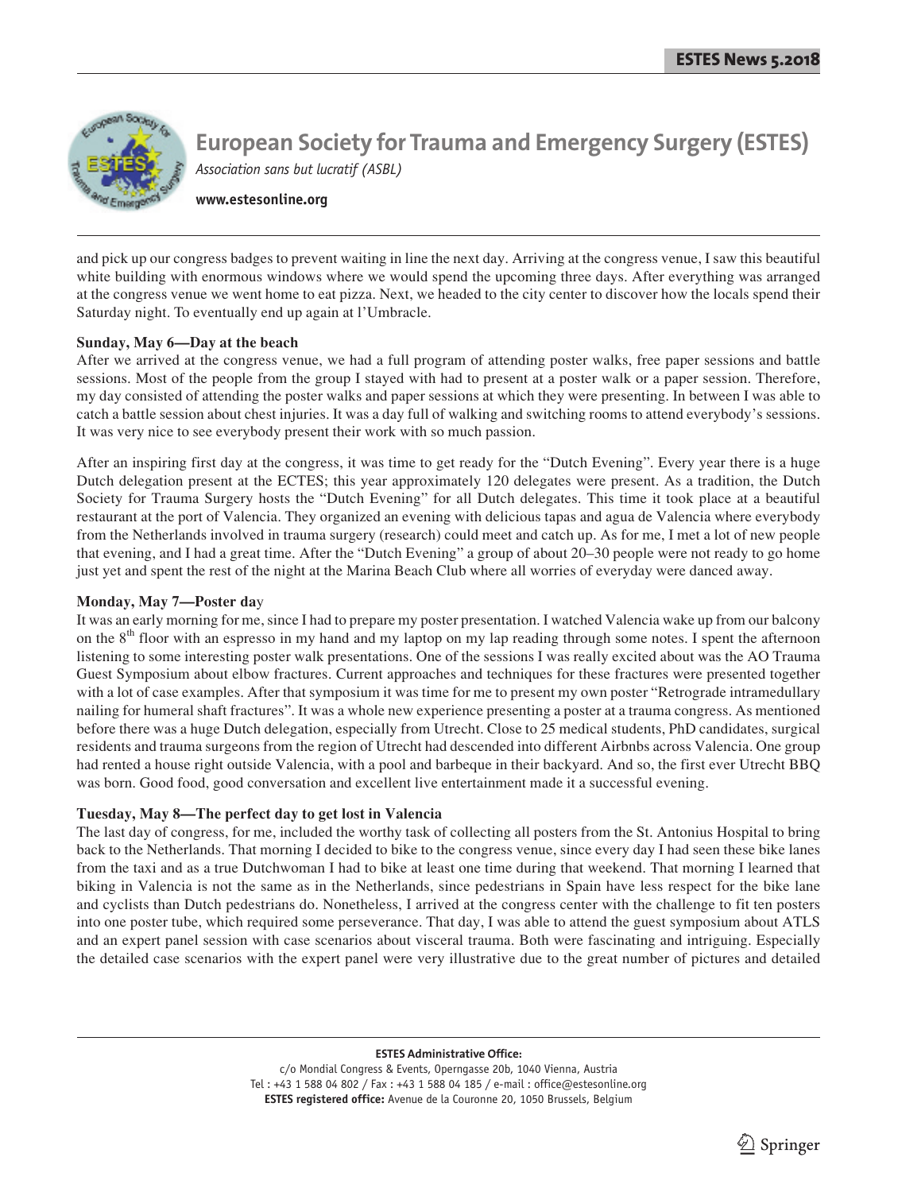and pick up our congress badges to prevent waiting in line the next day. Arriving at the congress venue, I saw this beautiful white building with enormous windows where we would spend the upcoming three days. After everything was arranged at the congress venue we went home to eat pizza. Next, we headed to the city center to discover how the locals spend their Saturday night. To eventually end up again at l'Umbracle.

**Sunday, May 6—Day at the beach**

After we arrived at the congress venue, we had a full program of attending poster walks, free paper sessions and battle sessions. Most of the people from the group I stayed with had to present at a poster walk or a paper session. Therefore, my day consisted of attending the poster walks and paper sessions at which they were presenting. In between I was able to catch a battle session about chest injuries. It was a day full of walking and switching rooms to attend everybody's sessions. It was very nice to see everybody present their work with so much passion.

After an inspiring first day at the congress, it was time to get ready for the "Dutch Evening". Every year there is a huge Dutch delegation present at the ECTES; this year approximately 120 delegates were present. As a tradition, the Dutch Society for Trauma Surgery hosts the "Dutch Evening" for all Dutch delegates. This time it took place at a beautiful restaurant at the port of Valencia. They organized an evening with delicious tapas and agua de Valencia where everybody from the Netherlands involved in trauma surgery (research) could meet and catch up. As for me, I met a lot of new people that evening, and I had a great time. After the "Dutch Evening" a group of about 20–30 people were not ready to go home just yet and spent the rest of the night at the Marina Beach Club where all worries of everyday were danced away.

**Monday, May 7—Poster day**

It was an early morning for me, since I had to prepare my poster presentation. I watched Valencia wake up from our balcony on the 8th floor with an espresso in my hand and my laptop on my lap reading through some notes. I spent the afternoon listening to some interesting poster walk presentations. One of the sessions I was really excited about was the AO Trauma Guest Symposium about elbow fractures. Current approaches and techniques for these fractures were presented together with a lot of case examples. After that symposium it was time for me to present my own poster "Retrograde intramedullary nailing for humeral shaft fractures". It was a whole new experience presenting a poster at a trauma congress. As mentioned before there was a huge Dutch delegation, especially from Utrecht. Close to 25 medical students, PhD candidates, surgical residents and trauma surgeons from the region of Utrecht had descended into different Airbnbs across Valencia. One group had rented a house right outside Valencia, with a pool and barbeque in their backyard. And so, the first ever Utrecht BBQ was born. Good food, good conversation and excellent live entertainment made it a successful evening.

**Tuesday, May 8—The perfect day to get lost in Valencia**

The last day of congress, for me, included the worthy task of collecting all posters from the St. Antonius Hospital to bring back to the Netherlands. That morning I decided to bike to the congress venue, since every day I had seen these bike lanes from the taxi and as a true Dutchwoman I had to bike at least one time during that weekend. That morning I learned that biking in Valencia is not the same as in the Netherlands, since pedestrians in Spain have less respect for the bike lane and cyclists than Dutch pedestrians do. Nonetheless, I arrived at the congress center with the challenge to fit ten posters into one poster tube, which required some perseverance. That day, I was able to attend the guest symposium about ATLS and an expert panel session with case scenarios about visceral trauma. Both were fascinating and intriguing. Especially the detailed case scenarios with the expert panel were very illustrative due to the great number of pictures and detailed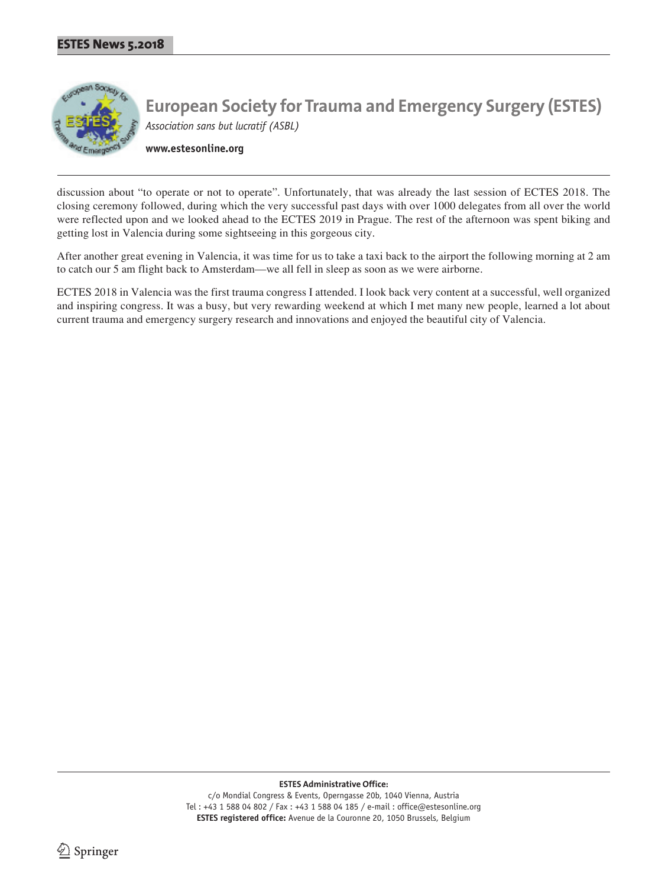discussion about "to operate or not to operate". Unfortunately, that was already the last session of ECTES 2018. The closing ceremony followed, during which the very successful past days with over 1000 delegates from all over the world were reflected upon and we looked ahead to the ECTES 2019 in Prague. The rest of the afternoon was spent biking and getting lost in Valencia during some sightseeing in this gorgeous city.

After another great evening in Valencia, it was time for us to take a taxi back to the airport the following morning at 2 am to catch our 5 am flight back to Amsterdam—we all fell in sleep as soon as we were airborne.

ECTES 2018 in Valencia was the first trauma congress I attended. I look back very content at a successful, well organized and inspiring congress. It was a busy, but very rewarding weekend at which I met many new people, learned a lot about current trauma and emergency surgery research and innovations and enjoyed the beautiful city of Valencia.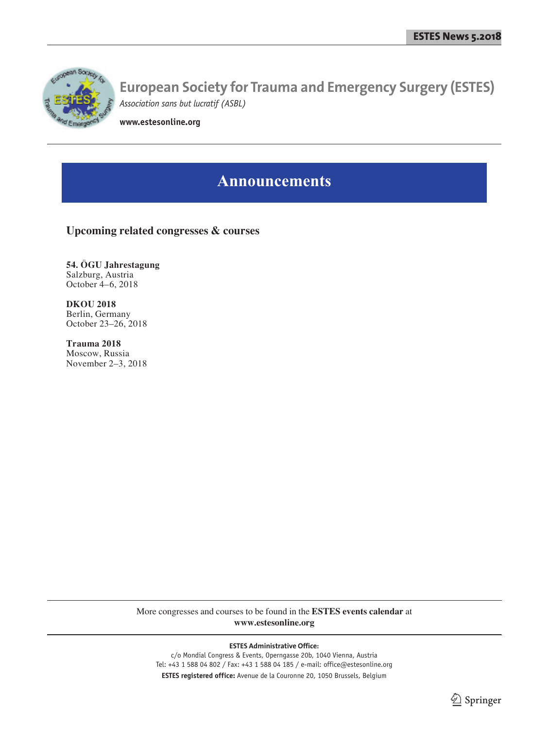# European Society for Trauma and Emergency Surgery (ESTES)

*Association sans but lucratif (ASBL)*

**www.estesonline.org**

## Announcements

### Upcoming related congresses & courses

**54. ÖGU Jahrestagung**
Salzburg, Austria
October 4–6, 2018

**DKOU 2018**
Berlin, Germany
October 23–26, 2018

**Trauma 2018**
Moscow, Russia
November 2–3, 2018

More congresses and courses to be found in the **ESTES events calendar** at **www.estesonline.org**

**ESTES Administrative Office:**
c/o Mondial Congress & Events, Operngasse 20b, 1040 Vienna, Austria
Tel: +43 1 588 04 802 / Fax: +43 1 588 04 185 / e-mail: office@estesonline.org
**ESTES registered office:** Avenue de la Couronne 20, 1050 Brussels, Belgium